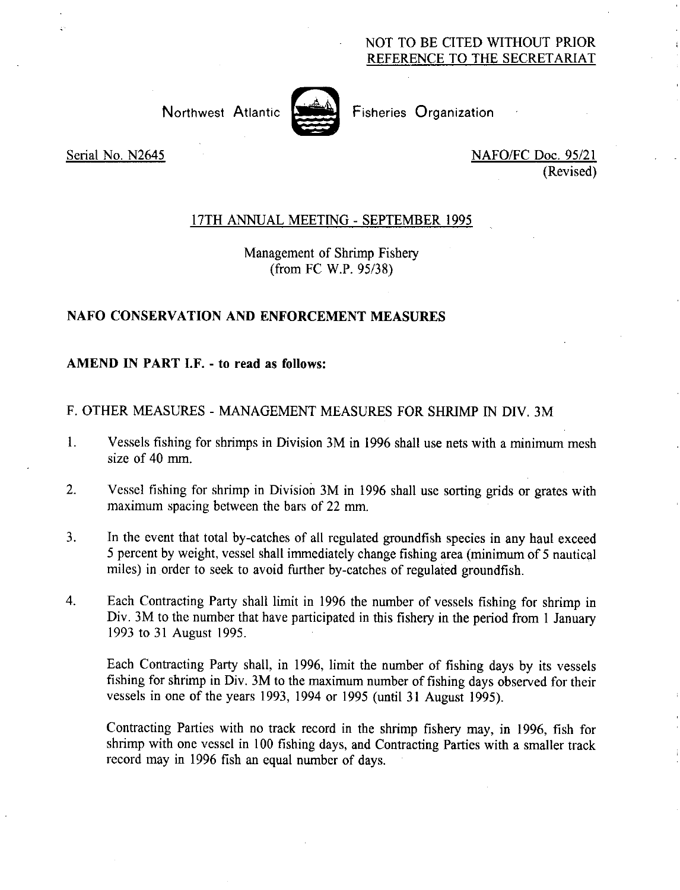NOT TO BE CITED WITHOUT PRIOR REFERENCE TO THE SECRETARIAT

Northwest Atlantic Fisheries Organization

Serial No. N2645

NAFO/FC Doc. 95/21
(Revised)

## 17TH ANNUAL MEETING - SEPTEMBER 1995

Management of Shrimp Fishery
(from FC W.P. 95/38)

## NAFO CONSERVATION AND ENFORCEMENT MEASURES

**AMEND IN PART I.F. - to read as follows:**

F. OTHER MEASURES - MANAGEMENT MEASURES FOR SHRIMP IN DIV. 3M

1. Vessels fishing for shrimps in Division 3M in 1996 shall use nets with a minimum mesh size of 40 mm.

2. Vessel fishing for shrimp in Division 3M in 1996 shall use sorting grids or grates with maximum spacing between the bars of 22 mm.

3. In the event that total by-catches of all regulated groundfish species in any haul exceed 5 percent by weight, vessel shall immediately change fishing area (minimum of 5 nautical miles) in order to seek to avoid further by-catches of regulated groundfish.

4. Each Contracting Party shall limit in 1996 the number of vessels fishing for shrimp in Div. 3M to the number that have participated in this fishery in the period from 1 January 1993 to 31 August 1995.

   Each Contracting Party shall, in 1996, limit the number of fishing days by its vessels fishing for shrimp in Div. 3M to the maximum number of fishing days observed for their vessels in one of the years 1993, 1994 or 1995 (until 31 August 1995).

   Contracting Parties with no track record in the shrimp fishery may, in 1996, fish for shrimp with one vessel in 100 fishing days, and Contracting Parties with a smaller track record may in 1996 fish an equal number of days.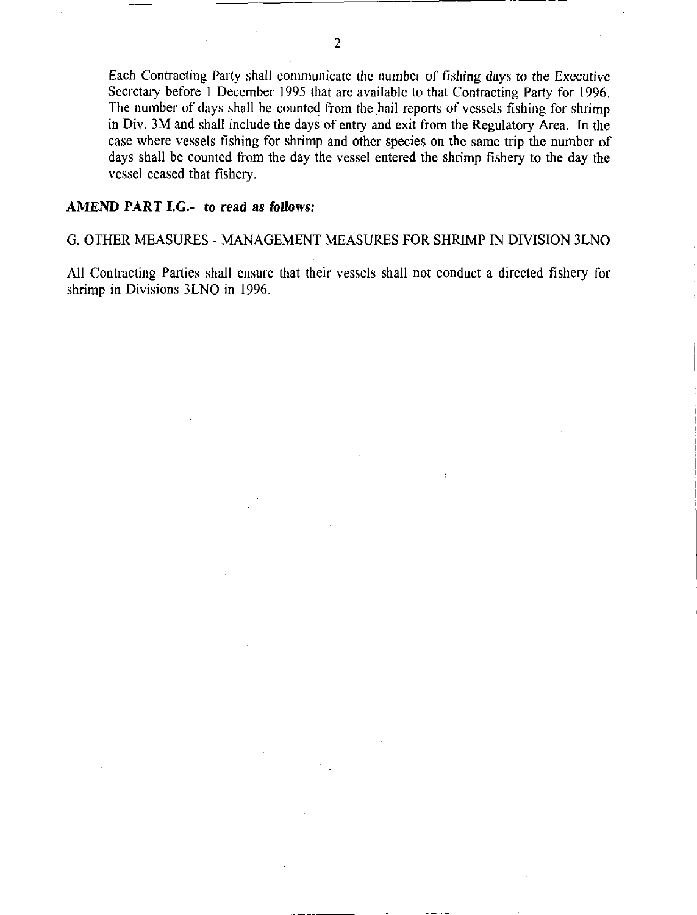Each Contracting Party shall communicate the number of fishing days to the Executive Secretary before 1 December 1995 that are available to that Contracting Party for 1996. The number of days shall be counted from the hail reports of vessels fishing for shrimp in Div. 3M and shall include the days of entry and exit from the Regulatory Area. In the case where vessels fishing for shrimp and other species on the same trip the number of days shall be counted from the day the vessel entered the shrimp fishery to the day the vessel ceased that fishery.

***AMEND PART I.G.- to read as follows:***

G. OTHER MEASURES - MANAGEMENT MEASURES FOR SHRIMP IN DIVISION 3LNO

All Contracting Parties shall ensure that their vessels shall not conduct a directed fishery for shrimp in Divisions 3LNO in 1996.